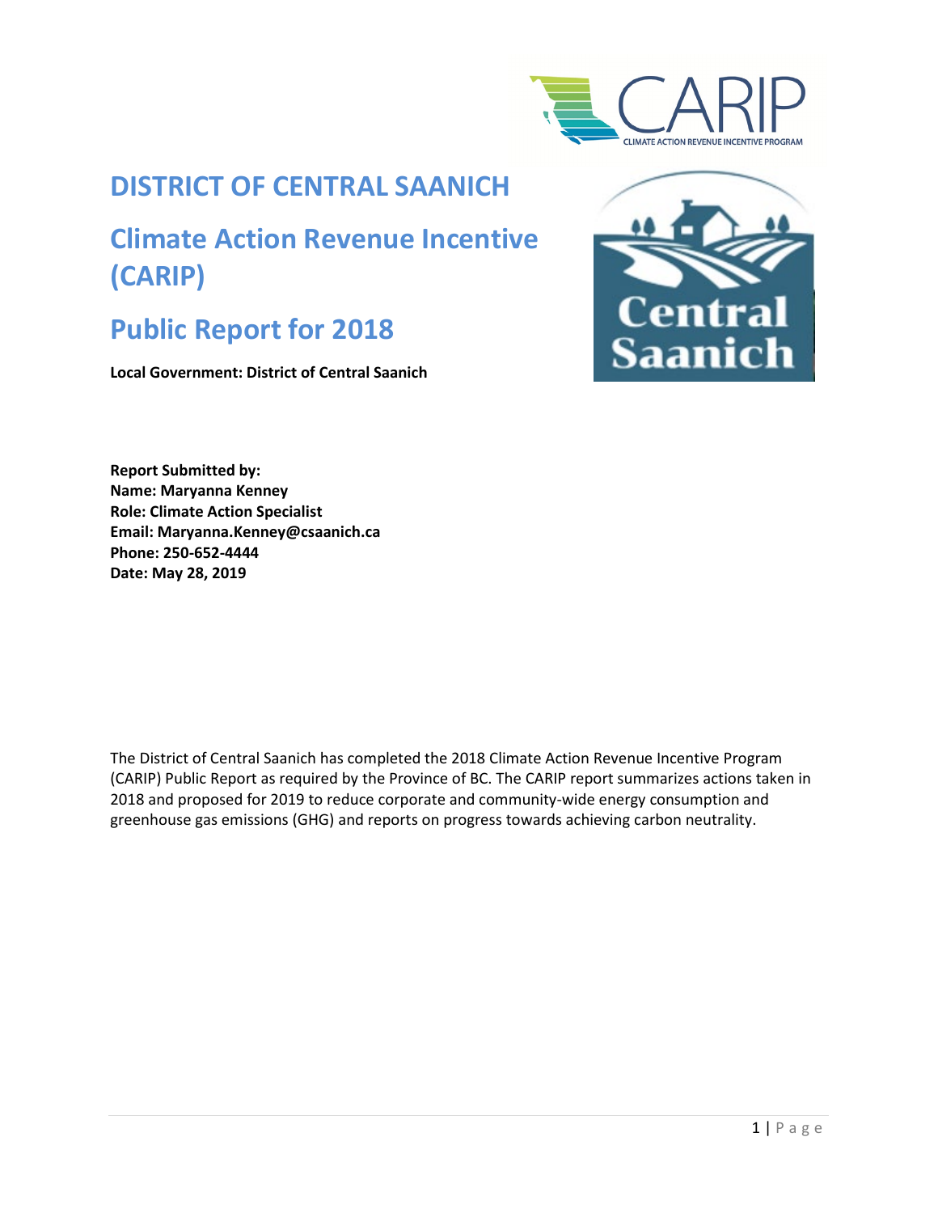# DISTRICT OF CENTRAL SAANICH

## Climate Action Revenue Incentive (CARIP)

## Public Report for 2018

**Local Government: District of Central Saanich**

**Report Submitted by:**
**Name: Maryanna Kenney**
**Role: Climate Action Specialist**
**Email: Maryanna.Kenney@csaanich.ca**
**Phone: 250-652-4444**
**Date: May 28, 2019**

The District of Central Saanich has completed the 2018 Climate Action Revenue Incentive Program (CARIP) Public Report as required by the Province of BC. The CARIP report summarizes actions taken in 2018 and proposed for 2019 to reduce corporate and community-wide energy consumption and greenhouse gas emissions (GHG) and reports on progress towards achieving carbon neutrality.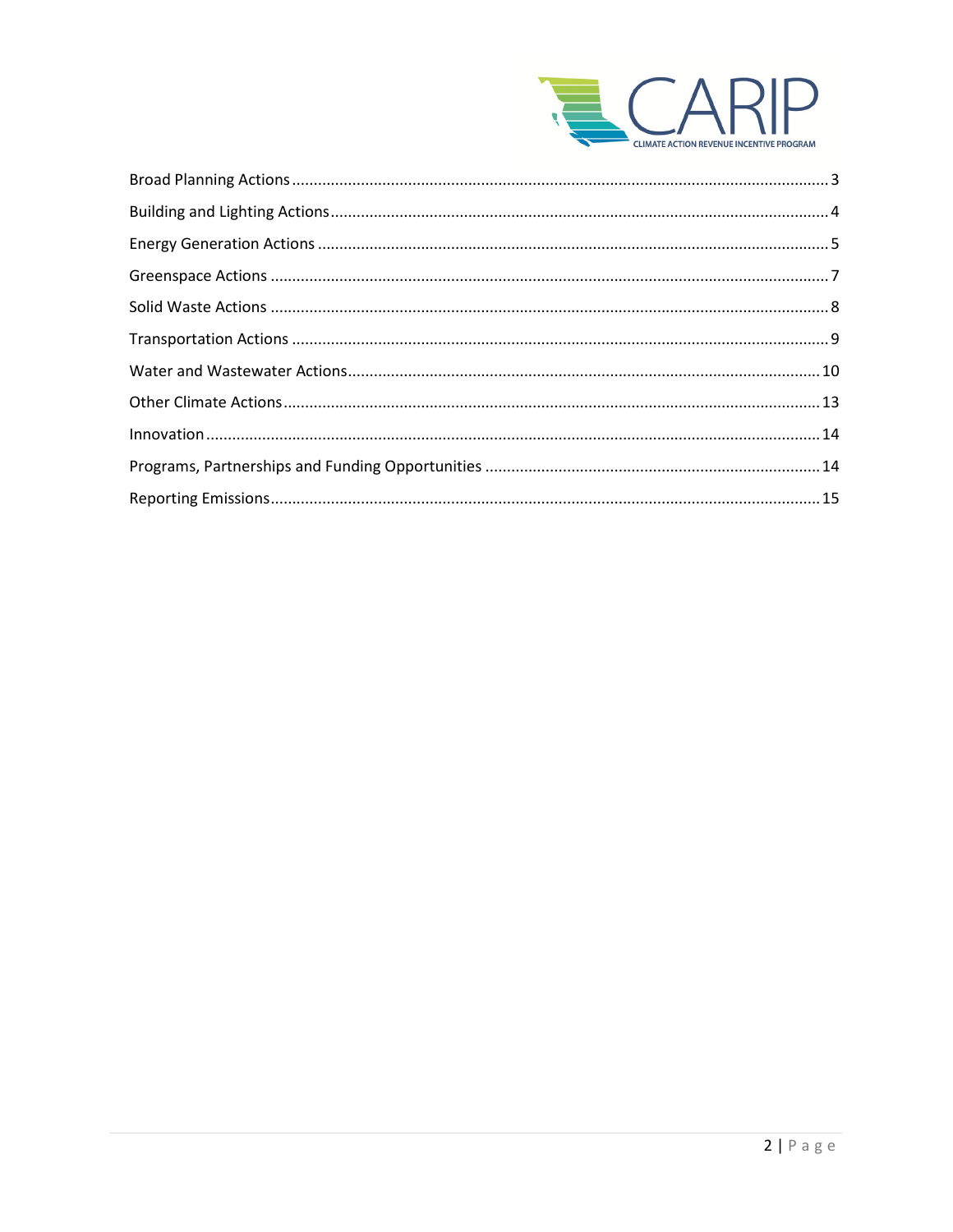CARIP

CLIMATE ACTION REVENUE INCENTIVE PROGRAM

Broad Planning Actions ........................................ 3
Building and Lighting Actions ........................................ 4
Energy Generation Actions ........................................ 5
Greenspace Actions ........................................ 7
Solid Waste Actions ........................................ 8
Transportation Actions ........................................ 9
Water and Wastewater Actions ........................................ 10
Other Climate Actions ........................................ 13
Innovation ........................................ 14
Programs, Partnerships and Funding Opportunities ........................................ 14
Reporting Emissions ........................................ 15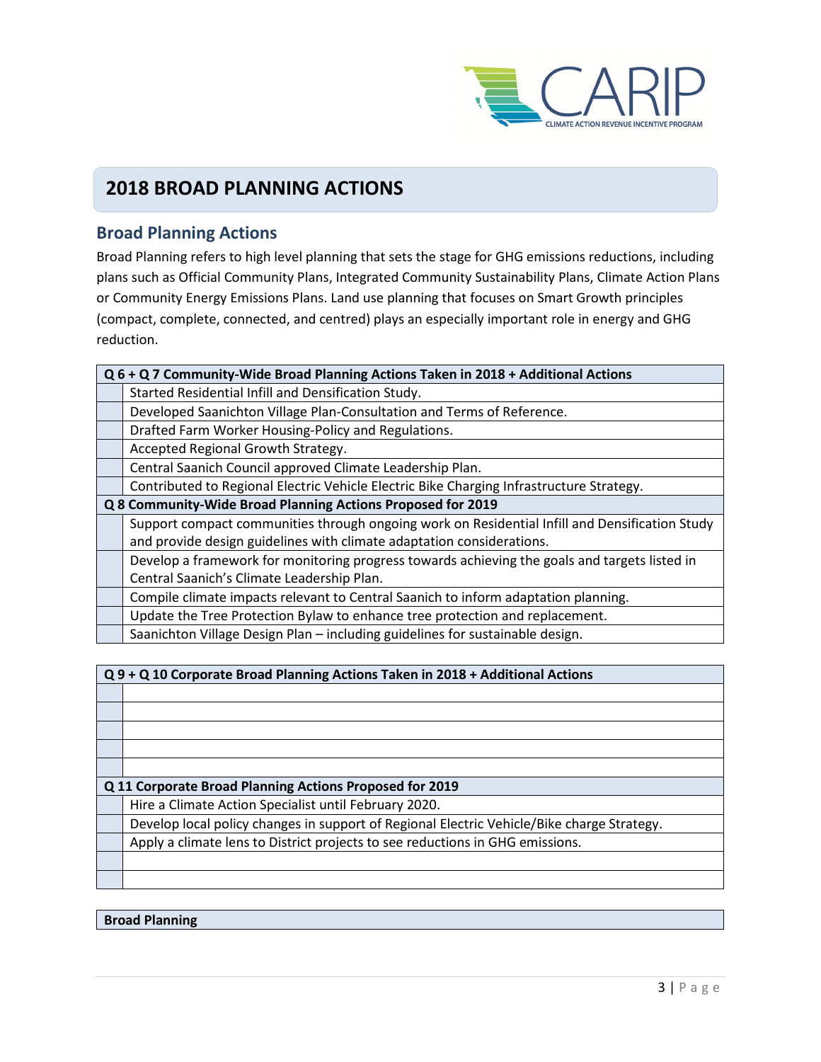## 2018 BROAD PLANNING ACTIONS

### Broad Planning Actions

Broad Planning refers to high level planning that sets the stage for GHG emissions reductions, including plans such as Official Community Plans, Integrated Community Sustainability Plans, Climate Action Plans or Community Energy Emissions Plans. Land use planning that focuses on Smart Growth principles (compact, complete, connected, and centred) plays an especially important role in energy and GHG reduction.

| **Q 6 + Q 7 Community-Wide Broad Planning Actions Taken in 2018 + Additional Actions** | |
|---|---|
| | Started Residential Infill and Densification Study. |
| | Developed Saanichton Village Plan-Consultation and Terms of Reference. |
| | Drafted Farm Worker Housing-Policy and Regulations. |
| | Accepted Regional Growth Strategy. |
| | Central Saanich Council approved Climate Leadership Plan. |
| | Contributed to Regional Electric Vehicle Electric Bike Charging Infrastructure Strategy. |
| **Q 8 Community-Wide Broad Planning Actions Proposed for 2019** | |
| | Support compact communities through ongoing work on Residential Infill and Densification Study and provide design guidelines with climate adaptation considerations. |
| | Develop a framework for monitoring progress towards achieving the goals and targets listed in Central Saanich's Climate Leadership Plan. |
| | Compile climate impacts relevant to Central Saanich to inform adaptation planning. |
| | Update the Tree Protection Bylaw to enhance tree protection and replacement. |
| | Saanichton Village Design Plan – including guidelines for sustainable design. |

| **Q 9 + Q 10 Corporate Broad Planning Actions Taken in 2018 + Additional Actions** | |
|---|---|
| | |
| | |
| | |
| | |
| | |
| **Q 11 Corporate Broad Planning Actions Proposed for 2019** | |
| | Hire a Climate Action Specialist until February 2020. |
| | Develop local policy changes in support of Regional Electric Vehicle/Bike charge Strategy. |
| | Apply a climate lens to District projects to see reductions in GHG emissions. |
| | |
| | |

| **Broad Planning** |
|---|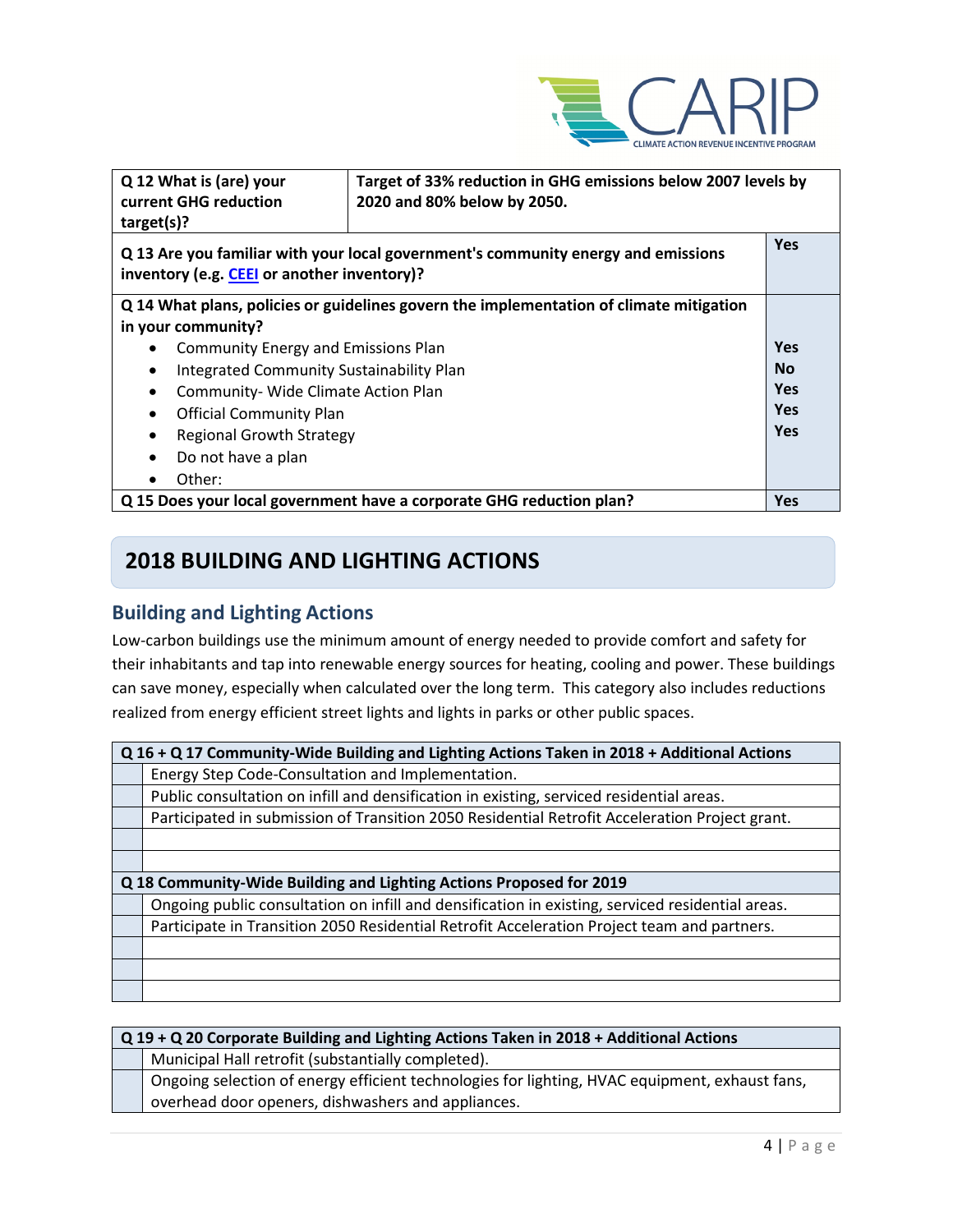| Q 12 What is (are) your current GHG reduction target(s)? | Target of 33% reduction in GHG emissions below 2007 levels by 2020 and 80% below by 2050. |
|---|---|

| Question | Answer |
|---|---|
| **Q 13 Are you familiar with your local government's community energy and emissions inventory (e.g. CEEI or another inventory)?** | **Yes** |
| **Q 14 What plans, policies or guidelines govern the implementation of climate mitigation in your community?** | |
| • Community Energy and Emissions Plan | **Yes** |
| • Integrated Community Sustainability Plan | **No** |
| • Community- Wide Climate Action Plan | **Yes** |
| • Official Community Plan | **Yes** |
| • Regional Growth Strategy | **Yes** |
| • Do not have a plan | |
| • Other: | |
| **Q 15 Does your local government have a corporate GHG reduction plan?** | **Yes** |

## 2018 BUILDING AND LIGHTING ACTIONS

### Building and Lighting Actions

Low-carbon buildings use the minimum amount of energy needed to provide comfort and safety for their inhabitants and tap into renewable energy sources for heating, cooling and power. These buildings can save money, especially when calculated over the long term. This category also includes reductions realized from energy efficient street lights and lights in parks or other public spaces.

| | Q 16 + Q 17 Community-Wide Building and Lighting Actions Taken in 2018 + Additional Actions |
|---|---|
| | Energy Step Code-Consultation and Implementation. |
| | Public consultation on infill and densification in existing, serviced residential areas. |
| | Participated in submission of Transition 2050 Residential Retrofit Acceleration Project grant. |
| | |
| | |
| | **Q 18 Community-Wide Building and Lighting Actions Proposed for 2019** |
| | Ongoing public consultation on infill and densification in existing, serviced residential areas. |
| | Participate in Transition 2050 Residential Retrofit Acceleration Project team and partners. |
| | |
| | |
| | |

| | Q 19 + Q 20 Corporate Building and Lighting Actions Taken in 2018 + Additional Actions |
|---|---|
| | Municipal Hall retrofit (substantially completed). |
| | Ongoing selection of energy efficient technologies for lighting, HVAC equipment, exhaust fans, overhead door openers, dishwashers and appliances. |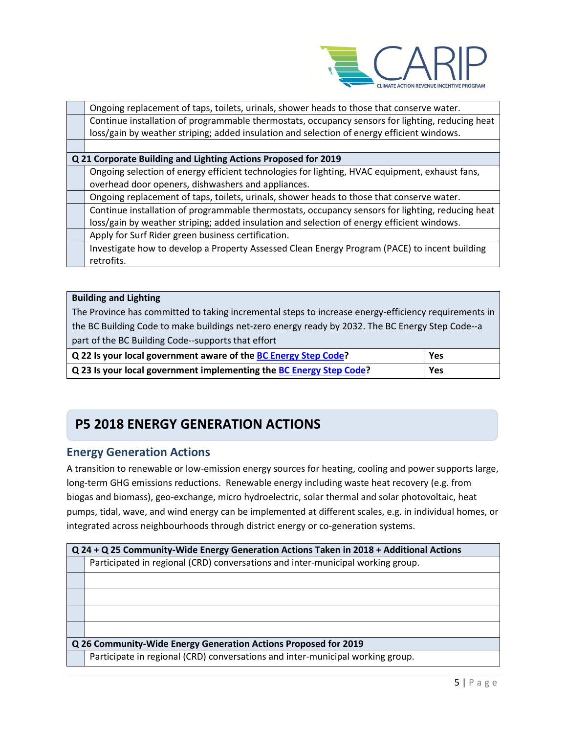| | |
|---|---|
| | Ongoing replacement of taps, toilets, urinals, shower heads to those that conserve water. |
| | Continue installation of programmable thermostats, occupancy sensors for lighting, reducing heat loss/gain by weather striping; added insulation and selection of energy efficient windows. |
| | |

| **Q 21 Corporate Building and Lighting Actions Proposed for 2019** | |
|---|---|
| | Ongoing selection of energy efficient technologies for lighting, HVAC equipment, exhaust fans, overhead door openers, dishwashers and appliances. |
| | Ongoing replacement of taps, toilets, urinals, shower heads to those that conserve water. |
| | Continue installation of programmable thermostats, occupancy sensors for lighting, reducing heat loss/gain by weather striping; added insulation and selection of energy efficient windows. |
| | Apply for Surf Rider green business certification. |
| | Investigate how to develop a Property Assessed Clean Energy Program (PACE) to incent building retrofits. |

**Building and Lighting**

The Province has committed to taking incremental steps to increase energy-efficiency requirements in the BC Building Code to make buildings net-zero energy ready by 2032. The BC Energy Step Code--a part of the BC Building Code--supports that effort

| | |
|---|---|
| **Q 22 Is your local government aware of the BC Energy Step Code?** | **Yes** |
| **Q 23 Is your local government implementing the BC Energy Step Code?** | **Yes** |

# P5 2018 ENERGY GENERATION ACTIONS

## Energy Generation Actions

A transition to renewable or low-emission energy sources for heating, cooling and power supports large, long-term GHG emissions reductions. Renewable energy including waste heat recovery (e.g. from biogas and biomass), geo-exchange, micro hydroelectric, solar thermal and solar photovoltaic, heat pumps, tidal, wave, and wind energy can be implemented at different scales, e.g. in individual homes, or integrated across neighbourhoods through district energy or co-generation systems.

| **Q 24 + Q 25 Community-Wide Energy Generation Actions Taken in 2018 + Additional Actions** | |
|---|---|
| | Participated in regional (CRD) conversations and inter-municipal working group. |
| | |
| | |
| | |
| | |

| **Q 26 Community-Wide Energy Generation Actions Proposed for 2019** | |
|---|---|
| | Participate in regional (CRD) conversations and inter-municipal working group. |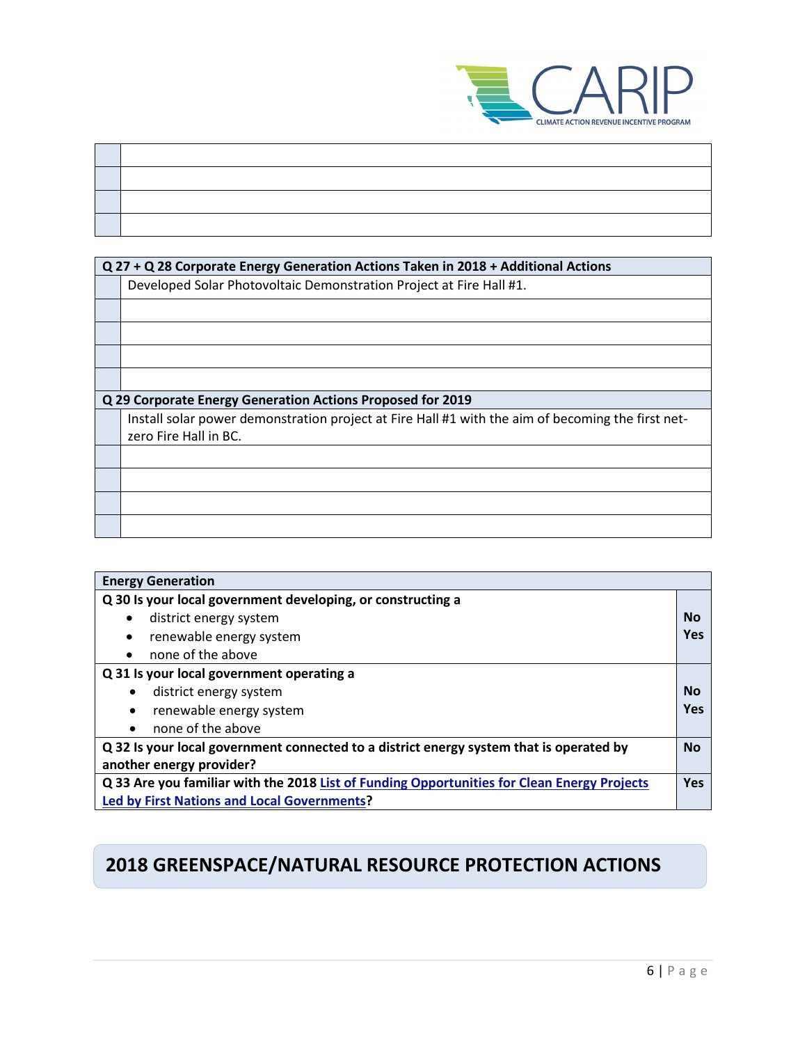| | |
|---|---|
| | |
| | |
| | |
| | |

| | Q 27 + Q 28 Corporate Energy Generation Actions Taken in 2018 + Additional Actions |
|---|---|
| | Developed Solar Photovoltaic Demonstration Project at Fire Hall #1. |
| | |
| | |
| | |
| | |
| | **Q 29 Corporate Energy Generation Actions Proposed for 2019** |
| | Install solar power demonstration project at Fire Hall #1 with the aim of becoming the first net-zero Fire Hall in BC. |
| | |
| | |
| | |
| | |

| Energy Generation | |
|---|---|
| **Q 30 Is your local government developing, or constructing a**<br>• district energy system<br>• renewable energy system<br>• none of the above | **No**<br>**Yes** |
| **Q 31 Is your local government operating a**<br>• district energy system<br>• renewable energy system<br>• none of the above | **No**<br>**Yes** |
| **Q 32 Is your local government connected to a district energy system that is operated by another energy provider?** | **No** |
| **Q 33 Are you familiar with the 2018 List of Funding Opportunities for Clean Energy Projects Led by First Nations and Local Governments?** | **Yes** |

## 2018 GREENSPACE/NATURAL RESOURCE PROTECTION ACTIONS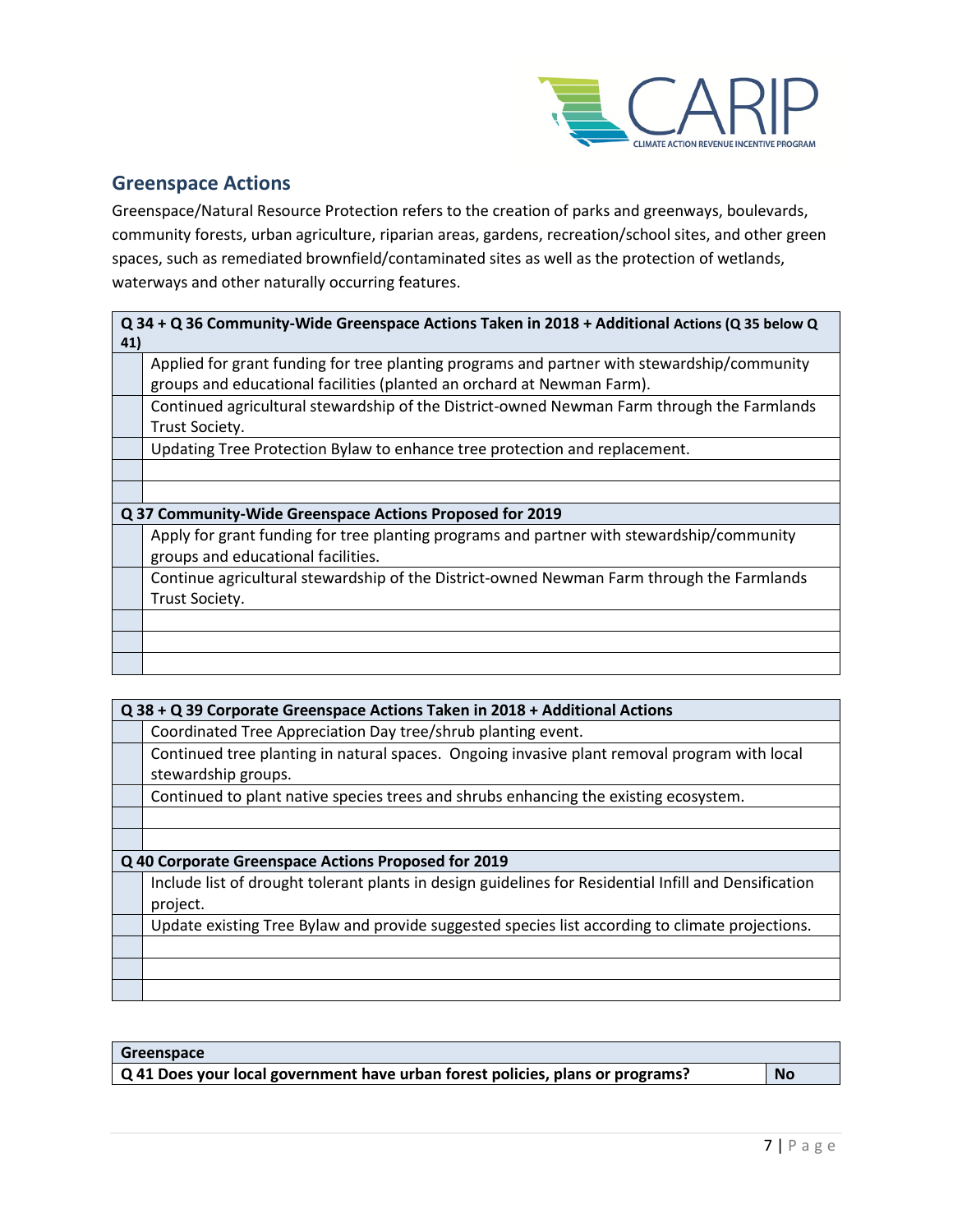## Greenspace Actions

Greenspace/Natural Resource Protection refers to the creation of parks and greenways, boulevards, community forests, urban agriculture, riparian areas, gardens, recreation/school sites, and other green spaces, such as remediated brownfield/contaminated sites as well as the protection of wetlands, waterways and other naturally occurring features.

| | **Q 34 + Q 36 Community-Wide Greenspace Actions Taken in 2018 + Additional Actions (Q 35 below Q 41)** |
|---|---|
| | Applied for grant funding for tree planting programs and partner with stewardship/community groups and educational facilities (planted an orchard at Newman Farm). |
| | Continued agricultural stewardship of the District-owned Newman Farm through the Farmlands Trust Society. |
| | Updating Tree Protection Bylaw to enhance tree protection and replacement. |
| | |
| | |
| | **Q 37 Community-Wide Greenspace Actions Proposed for 2019** |
| | Apply for grant funding for tree planting programs and partner with stewardship/community groups and educational facilities. |
| | Continue agricultural stewardship of the District-owned Newman Farm through the Farmlands Trust Society. |
| | |
| | |
| | |

| | **Q 38 + Q 39 Corporate Greenspace Actions Taken in 2018 + Additional Actions** |
|---|---|
| | Coordinated Tree Appreciation Day tree/shrub planting event. |
| | Continued tree planting in natural spaces. Ongoing invasive plant removal program with local stewardship groups. |
| | Continued to plant native species trees and shrubs enhancing the existing ecosystem. |
| | |
| | |
| | **Q 40 Corporate Greenspace Actions Proposed for 2019** |
| | Include list of drought tolerant plants in design guidelines for Residential Infill and Densification project. |
| | Update existing Tree Bylaw and provide suggested species list according to climate projections. |
| | |
| | |
| | |

| **Greenspace** | |
|---|---|
| **Q 41 Does your local government have urban forest policies, plans or programs?** | **No** |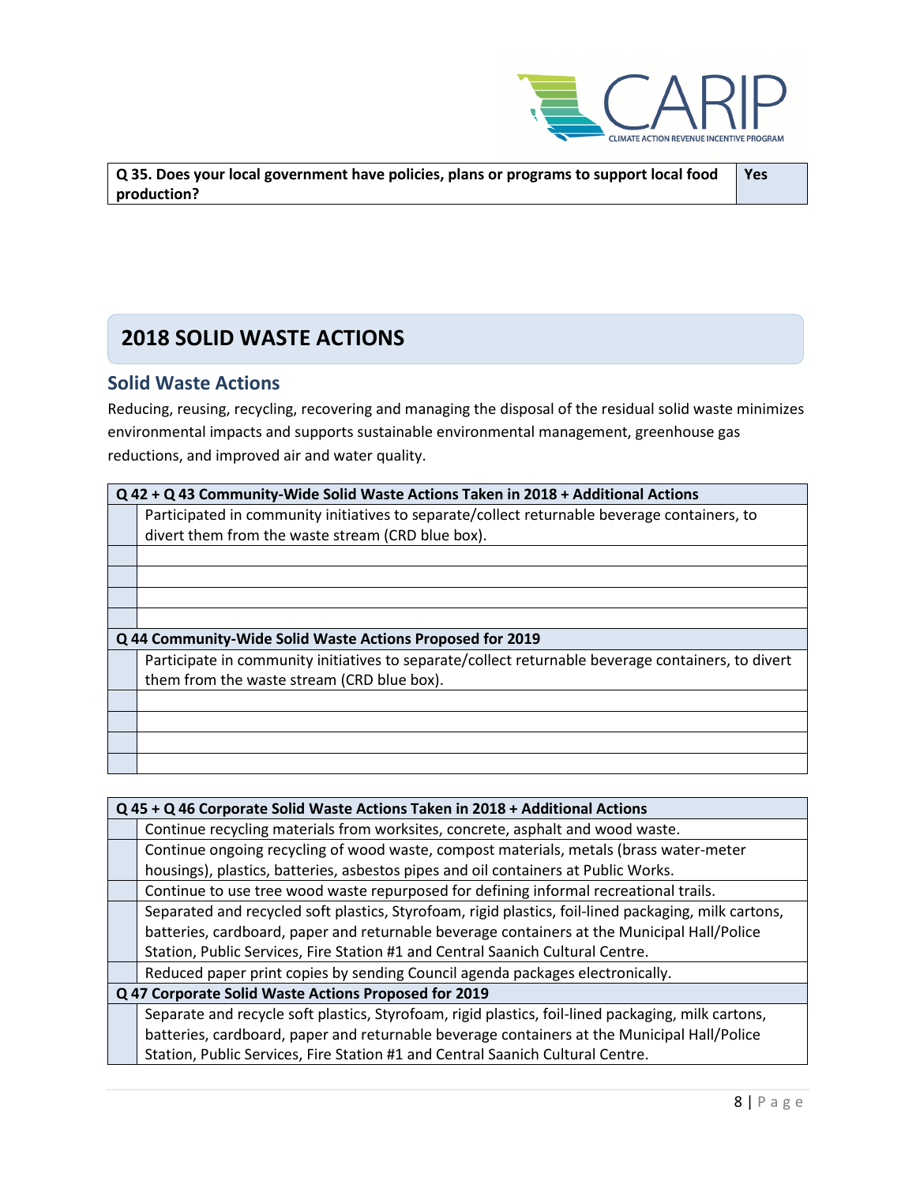| Q 35. Does your local government have policies, plans or programs to support local food production? | Yes |
|---|---|

## 2018 SOLID WASTE ACTIONS

### Solid Waste Actions

Reducing, reusing, recycling, recovering and managing the disposal of the residual solid waste minimizes environmental impacts and supports sustainable environmental management, greenhouse gas reductions, and improved air and water quality.

| | Q 42 + Q 43 Community-Wide Solid Waste Actions Taken in 2018 + Additional Actions |
|---|---|
| | Participated in community initiatives to separate/collect returnable beverage containers, to divert them from the waste stream (CRD blue box). |
| | |
| | |
| | |
| | |
| | **Q 44 Community-Wide Solid Waste Actions Proposed for 2019** |
| | Participate in community initiatives to separate/collect returnable beverage containers, to divert them from the waste stream (CRD blue box). |
| | |
| | |
| | |
| | |

| | Q 45 + Q 46 Corporate Solid Waste Actions Taken in 2018 + Additional Actions |
|---|---|
| | Continue recycling materials from worksites, concrete, asphalt and wood waste. |
| | Continue ongoing recycling of wood waste, compost materials, metals (brass water-meter housings), plastics, batteries, asbestos pipes and oil containers at Public Works. |
| | Continue to use tree wood waste repurposed for defining informal recreational trails. |
| | Separated and recycled soft plastics, Styrofoam, rigid plastics, foil-lined packaging, milk cartons, batteries, cardboard, paper and returnable beverage containers at the Municipal Hall/Police Station, Public Services, Fire Station #1 and Central Saanich Cultural Centre. |
| | Reduced paper print copies by sending Council agenda packages electronically. |
| | **Q 47 Corporate Solid Waste Actions Proposed for 2019** |
| | Separate and recycle soft plastics, Styrofoam, rigid plastics, foil-lined packaging, milk cartons, batteries, cardboard, paper and returnable beverage containers at the Municipal Hall/Police Station, Public Services, Fire Station #1 and Central Saanich Cultural Centre. |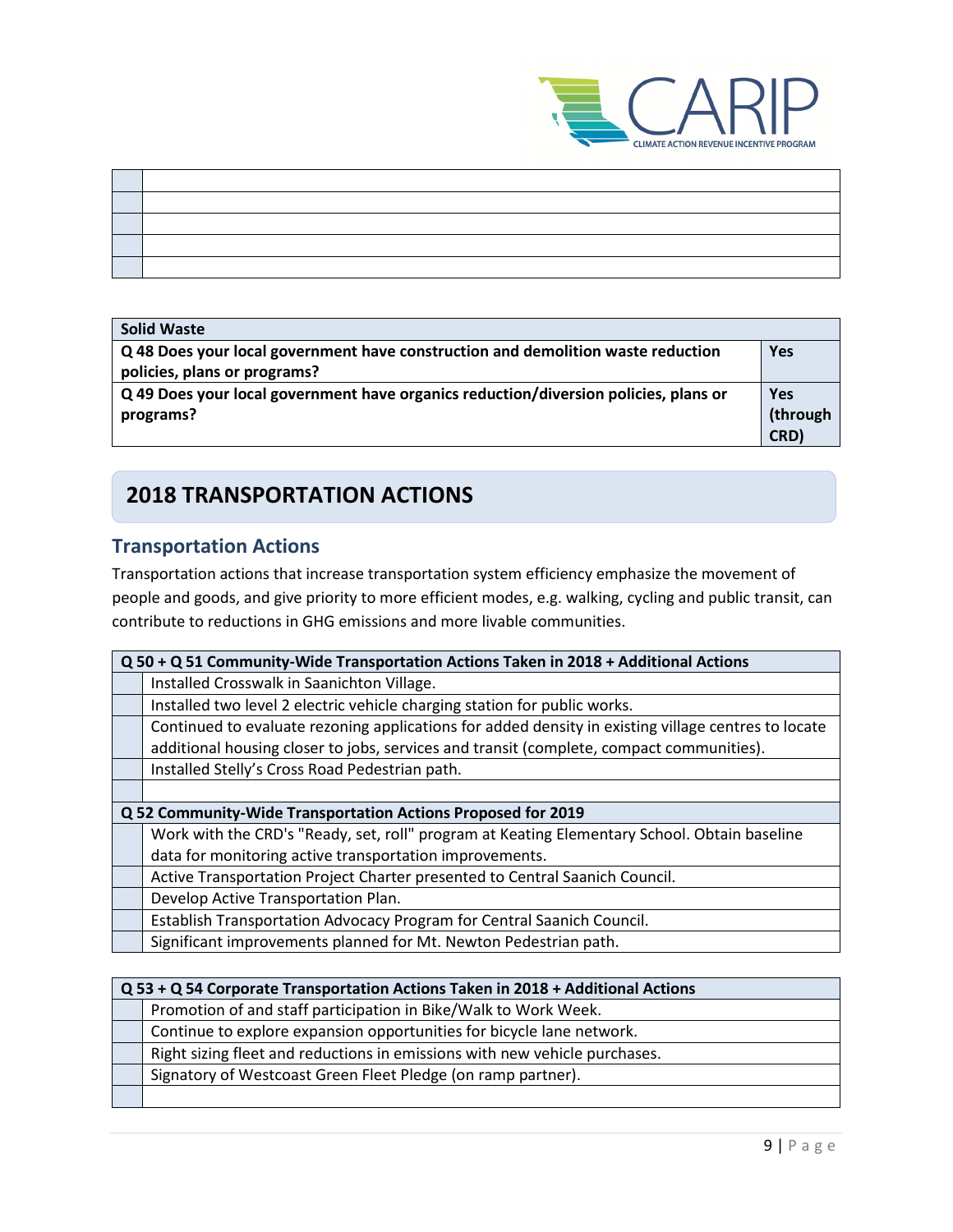| | |
|---|---|
| | |
| | |
| | |
| | |
| | |

| Solid Waste | |
|---|---|
| **Q 48 Does your local government have construction and demolition waste reduction policies, plans or programs?** | **Yes** |
| **Q 49 Does your local government have organics reduction/diversion policies, plans or programs?** | **Yes (through CRD)** |

## 2018 TRANSPORTATION ACTIONS

### Transportation Actions

Transportation actions that increase transportation system efficiency emphasize the movement of people and goods, and give priority to more efficient modes, e.g. walking, cycling and public transit, can contribute to reductions in GHG emissions and more livable communities.

| | Q 50 + Q 51 Community-Wide Transportation Actions Taken in 2018 + Additional Actions |
|---|---|
| | Installed Crosswalk in Saanichton Village. |
| | Installed two level 2 electric vehicle charging station for public works. |
| | Continued to evaluate rezoning applications for added density in existing village centres to locate additional housing closer to jobs, services and transit (complete, compact communities). |
| | Installed Stelly's Cross Road Pedestrian path. |
| | |
| | **Q 52 Community-Wide Transportation Actions Proposed for 2019** |
| | Work with the CRD's "Ready, set, roll" program at Keating Elementary School. Obtain baseline data for monitoring active transportation improvements. |
| | Active Transportation Project Charter presented to Central Saanich Council. |
| | Develop Active Transportation Plan. |
| | Establish Transportation Advocacy Program for Central Saanich Council. |
| | Significant improvements planned for Mt. Newton Pedestrian path. |

| | Q 53 + Q 54 Corporate Transportation Actions Taken in 2018 + Additional Actions |
|---|---|
| | Promotion of and staff participation in Bike/Walk to Work Week. |
| | Continue to explore expansion opportunities for bicycle lane network. |
| | Right sizing fleet and reductions in emissions with new vehicle purchases. |
| | Signatory of Westcoast Green Fleet Pledge (on ramp partner). |
| | |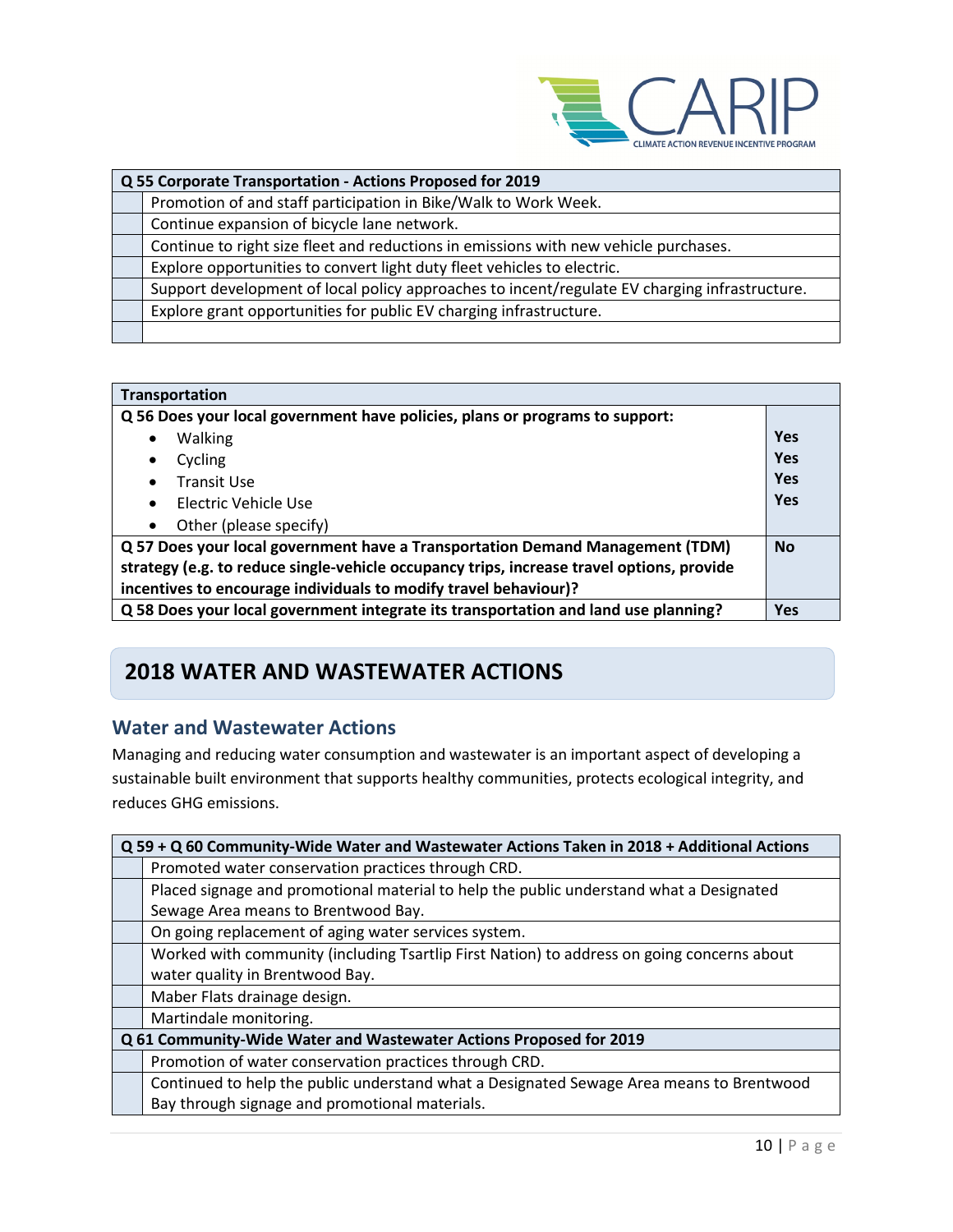| Q 55 Corporate Transportation - Actions Proposed for 2019 | |
|---|---|
| | Promotion of and staff participation in Bike/Walk to Work Week. |
| | Continue expansion of bicycle lane network. |
| | Continue to right size fleet and reductions in emissions with new vehicle purchases. |
| | Explore opportunities to convert light duty fleet vehicles to electric. |
| | Support development of local policy approaches to incent/regulate EV charging infrastructure. |
| | Explore grant opportunities for public EV charging infrastructure. |
| | |

| Transportation | |
|---|---|
| **Q 56 Does your local government have policies, plans or programs to support:**<br>• Walking<br>• Cycling<br>• Transit Use<br>• Electric Vehicle Use<br>• Other (please specify) | <br>**Yes**<br>**Yes**<br>**Yes**<br>**Yes** |
| **Q 57 Does your local government have a Transportation Demand Management (TDM) strategy (e.g. to reduce single-vehicle occupancy trips, increase travel options, provide incentives to encourage individuals to modify travel behaviour)?** | **No** |
| **Q 58 Does your local government integrate its transportation and land use planning?** | **Yes** |

## 2018 WATER AND WASTEWATER ACTIONS

### Water and Wastewater Actions

Managing and reducing water consumption and wastewater is an important aspect of developing a sustainable built environment that supports healthy communities, protects ecological integrity, and reduces GHG emissions.

| Q 59 + Q 60 Community-Wide Water and Wastewater Actions Taken in 2018 + Additional Actions | |
|---|---|
| | Promoted water conservation practices through CRD. |
| | Placed signage and promotional material to help the public understand what a Designated Sewage Area means to Brentwood Bay. |
| | On going replacement of aging water services system. |
| | Worked with community (including Tsartlip First Nation) to address on going concerns about water quality in Brentwood Bay. |
| | Maber Flats drainage design. |
| | Martindale monitoring. |
| **Q 61 Community-Wide Water and Wastewater Actions Proposed for 2019** | |
| | Promotion of water conservation practices through CRD. |
| | Continued to help the public understand what a Designated Sewage Area means to Brentwood Bay through signage and promotional materials. |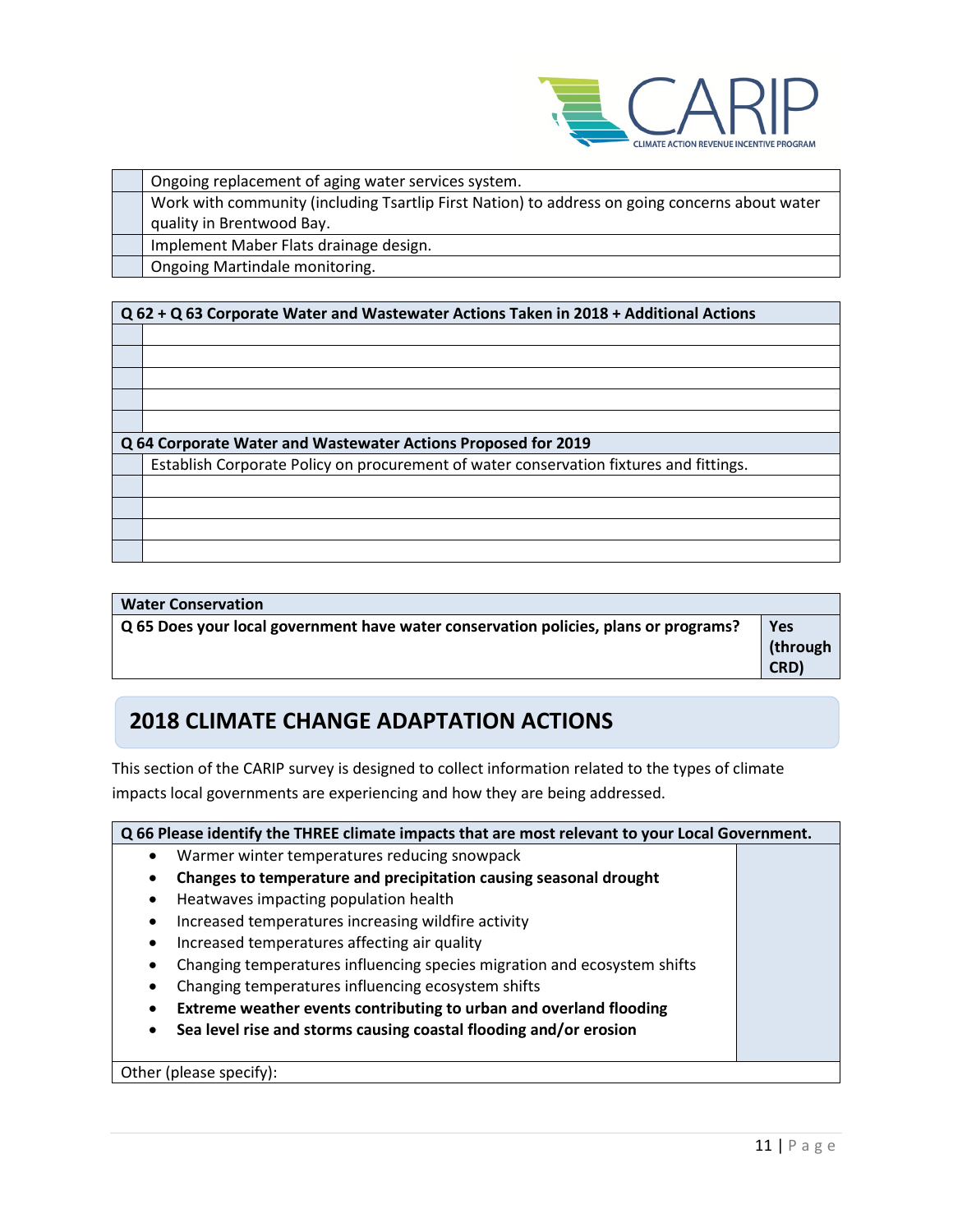| | |
|---|---|
| | Ongoing replacement of aging water services system. |
| | Work with community (including Tsartlip First Nation) to address on going concerns about water quality in Brentwood Bay. |
| | Implement Maber Flats drainage design. |
| | Ongoing Martindale monitoring. |

| **Q 62 + Q 63 Corporate Water and Wastewater Actions Taken in 2018 + Additional Actions** | |
|---|---|
| | |
| | |
| | |
| | |
| | |
| **Q 64 Corporate Water and Wastewater Actions Proposed for 2019** | |
| | Establish Corporate Policy on procurement of water conservation fixtures and fittings. |
| | |
| | |
| | |
| | |

| **Water Conservation** | |
|---|---|
| **Q 65 Does your local government have water conservation policies, plans or programs?** | **Yes (through CRD)** |

## 2018 CLIMATE CHANGE ADAPTATION ACTIONS

This section of the CARIP survey is designed to collect information related to the types of climate impacts local governments are experiencing and how they are being addressed.

| **Q 66 Please identify the THREE climate impacts that are most relevant to your Local Government.** | |
|---|---|
| • Warmer winter temperatures reducing snowpack<br>• **Changes to temperature and precipitation causing seasonal drought**<br>• Heatwaves impacting population health<br>• Increased temperatures increasing wildfire activity<br>• Increased temperatures affecting air quality<br>• Changing temperatures influencing species migration and ecosystem shifts<br>• Changing temperatures influencing ecosystem shifts<br>• **Extreme weather events contributing to urban and overland flooding**<br>• **Sea level rise and storms causing coastal flooding and/or erosion** | |
| Other (please specify): | |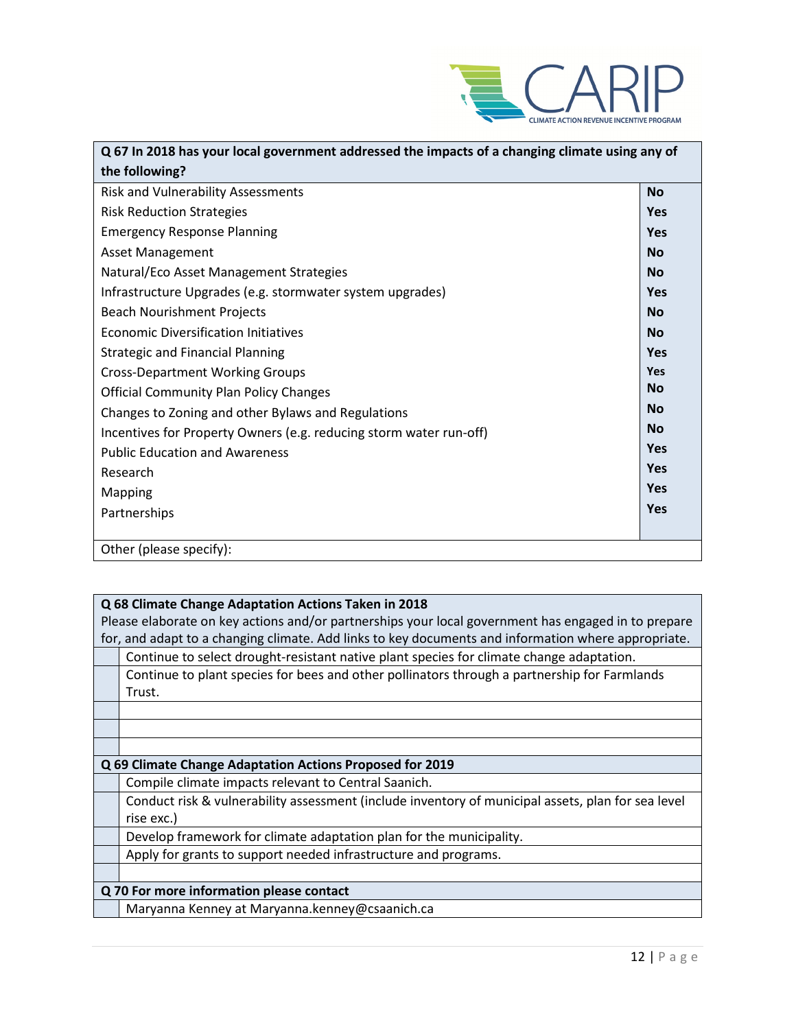| Q 67 In 2018 has your local government addressed the impacts of a changing climate using any of the following? | |
|---|---|
| Risk and Vulnerability Assessments | **No** |
| Risk Reduction Strategies | **Yes** |
| Emergency Response Planning | **Yes** |
| Asset Management | **No** |
| Natural/Eco Asset Management Strategies | **No** |
| Infrastructure Upgrades (e.g. stormwater system upgrades) | **Yes** |
| Beach Nourishment Projects | **No** |
| Economic Diversification Initiatives | **No** |
| Strategic and Financial Planning | **Yes** |
| Cross-Department Working Groups | **Yes** |
| Official Community Plan Policy Changes | **No** |
| Changes to Zoning and other Bylaws and Regulations | **No** |
| Incentives for Property Owners (e.g. reducing storm water run-off) | **No** |
| Public Education and Awareness | **Yes** |
| Research | **Yes** |
| Mapping | **Yes** |
| Partnerships | **Yes** |
| Other (please specify): | |

| **Q 68 Climate Change Adaptation Actions Taken in 2018**<br>Please elaborate on key actions and/or partnerships your local government has engaged in to prepare for, and adapt to a changing climate. Add links to key documents and information where appropriate. | |
|---|---|
| | Continue to select drought-resistant native plant species for climate change adaptation. |
| | Continue to plant species for bees and other pollinators through a partnership for Farmlands Trust. |
| | |
| | |
| | |
| **Q 69 Climate Change Adaptation Actions Proposed for 2019** | |
| | Compile climate impacts relevant to Central Saanich. |
| | Conduct risk & vulnerability assessment (include inventory of municipal assets, plan for sea level rise exc.) |
| | Develop framework for climate adaptation plan for the municipality. |
| | Apply for grants to support needed infrastructure and programs. |
| | |
| **Q 70 For more information please contact** | |
| | Maryanna Kenney at Maryanna.kenney@csaanich.ca |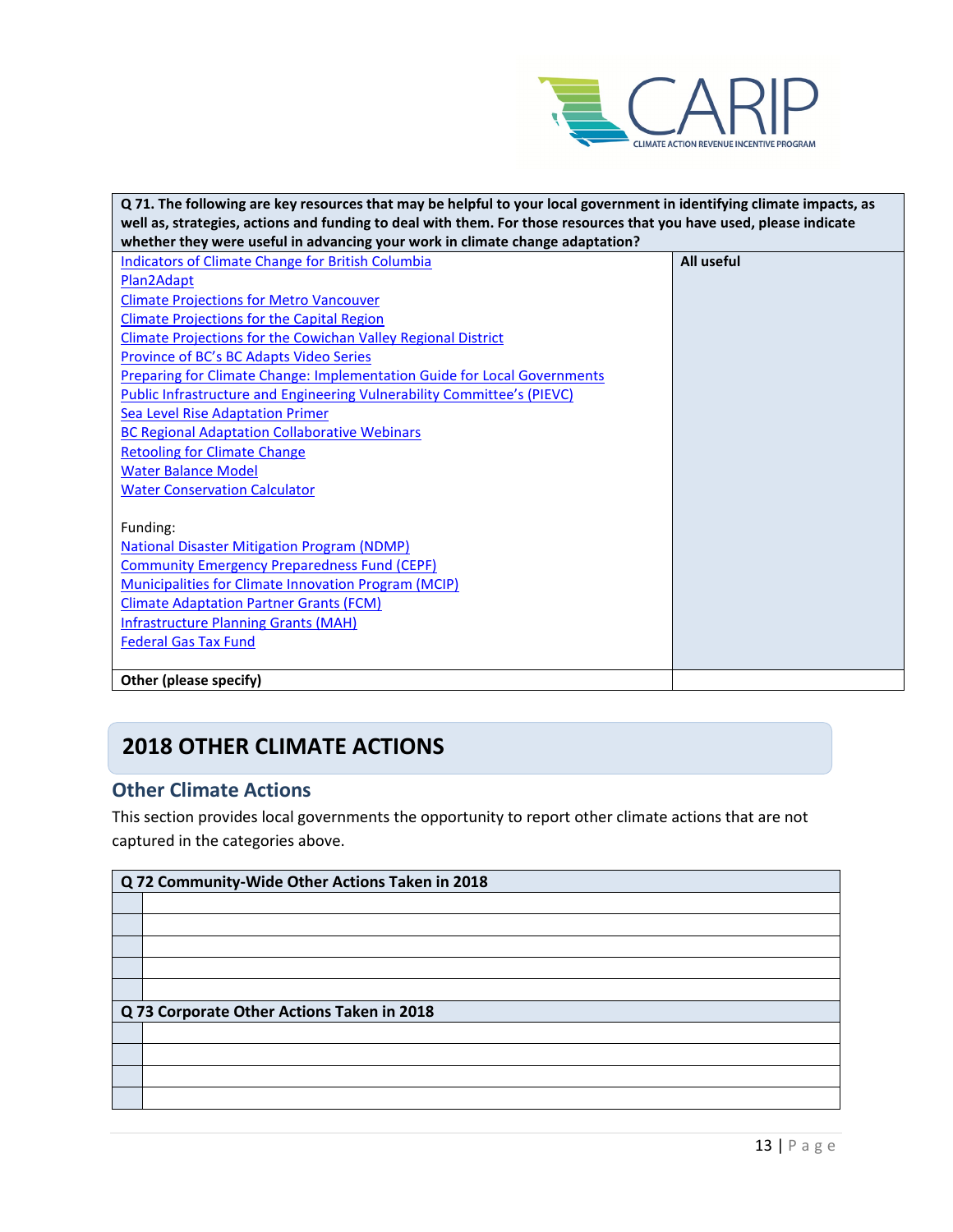| Q 71. The following are key resources that may be helpful to your local government in identifying climate impacts, as well as, strategies, actions and funding to deal with them. For those resources that you have used, please indicate whether they were useful in advancing your work in climate change adaptation? | |
|---|---|
| Indicators of Climate Change for British Columbia<br>Plan2Adapt<br>Climate Projections for Metro Vancouver<br>Climate Projections for the Capital Region<br>Climate Projections for the Cowichan Valley Regional District<br>Province of BC's BC Adapts Video Series<br>Preparing for Climate Change: Implementation Guide for Local Governments<br>Public Infrastructure and Engineering Vulnerability Committee's (PIEVC)<br>Sea Level Rise Adaptation Primer<br>BC Regional Adaptation Collaborative Webinars<br>Retooling for Climate Change<br>Water Balance Model<br>Water Conservation Calculator<br><br>Funding:<br>National Disaster Mitigation Program (NDMP)<br>Community Emergency Preparedness Fund (CEPF)<br>Municipalities for Climate Innovation Program (MCIP)<br>Climate Adaptation Partner Grants (FCM)<br>Infrastructure Planning Grants (MAH)<br>Federal Gas Tax Fund | **All useful** |
| **Other (please specify)** | |

# 2018 OTHER CLIMATE ACTIONS

## Other Climate Actions

This section provides local governments the opportunity to report other climate actions that are not captured in the categories above.

| **Q 72 Community-Wide Other Actions Taken in 2018** | |
|---|---|
| | |
| | |
| | |
| | |
| | |

| **Q 73 Corporate Other Actions Taken in 2018** | |
|---|---|
| | |
| | |
| | |
| | |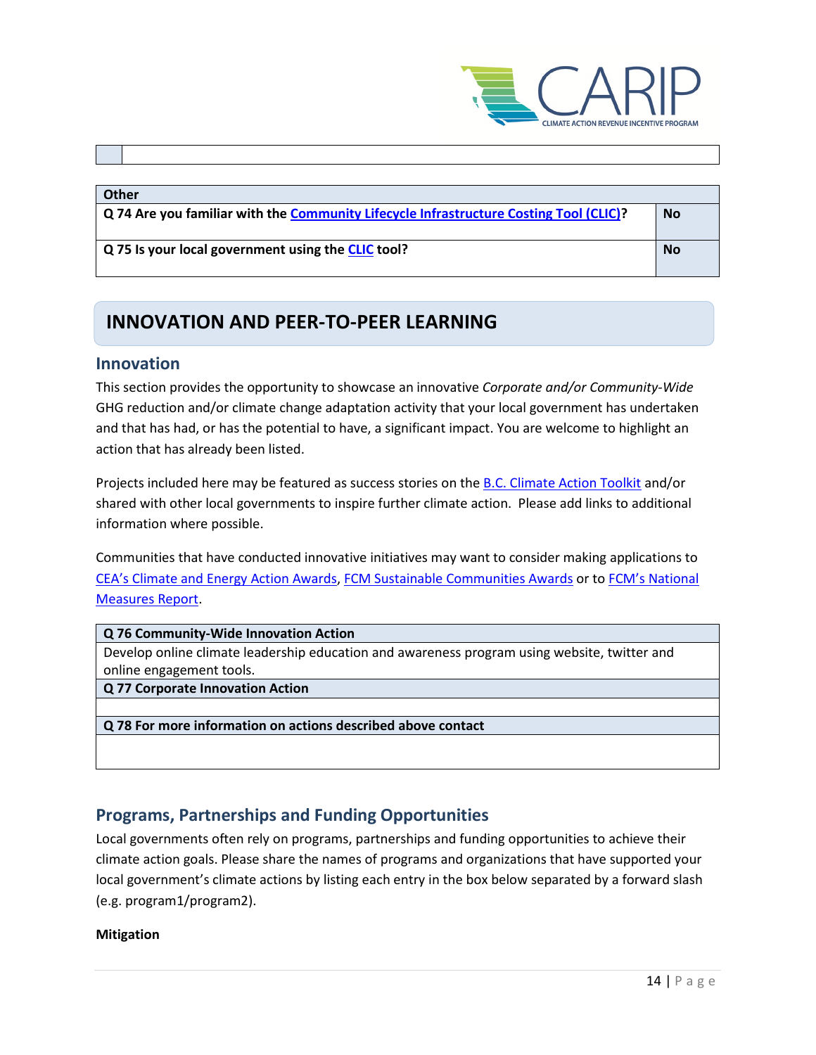| | |
|---|---|
| | |

| Other | |
|---|---|
| **Q 74 Are you familiar with the Community Lifecycle Infrastructure Costing Tool (CLIC)?** | **No** |
| **Q 75 Is your local government using the CLIC tool?** | **No** |

# INNOVATION AND PEER-TO-PEER LEARNING

## Innovation

This section provides the opportunity to showcase an innovative *Corporate and/or Community-Wide* GHG reduction and/or climate change adaptation activity that your local government has undertaken and that has had, or has the potential to have, a significant impact. You are welcome to highlight an action that has already been listed.

Projects included here may be featured as success stories on the B.C. Climate Action Toolkit and/or shared with other local governments to inspire further climate action. Please add links to additional information where possible.

Communities that have conducted innovative initiatives may want to consider making applications to CEA's Climate and Energy Action Awards, FCM Sustainable Communities Awards or to FCM's National Measures Report.

| Q 76 Community-Wide Innovation Action |
|---|
| Develop online climate leadership education and awareness program using website, twitter and online engagement tools. |
| **Q 77 Corporate Innovation Action** |
| |
| **Q 78 For more information on actions described above contact** |
| |

## Programs, Partnerships and Funding Opportunities

Local governments often rely on programs, partnerships and funding opportunities to achieve their climate action goals. Please share the names of programs and organizations that have supported your local government's climate actions by listing each entry in the box below separated by a forward slash (e.g. program1/program2).

**Mitigation**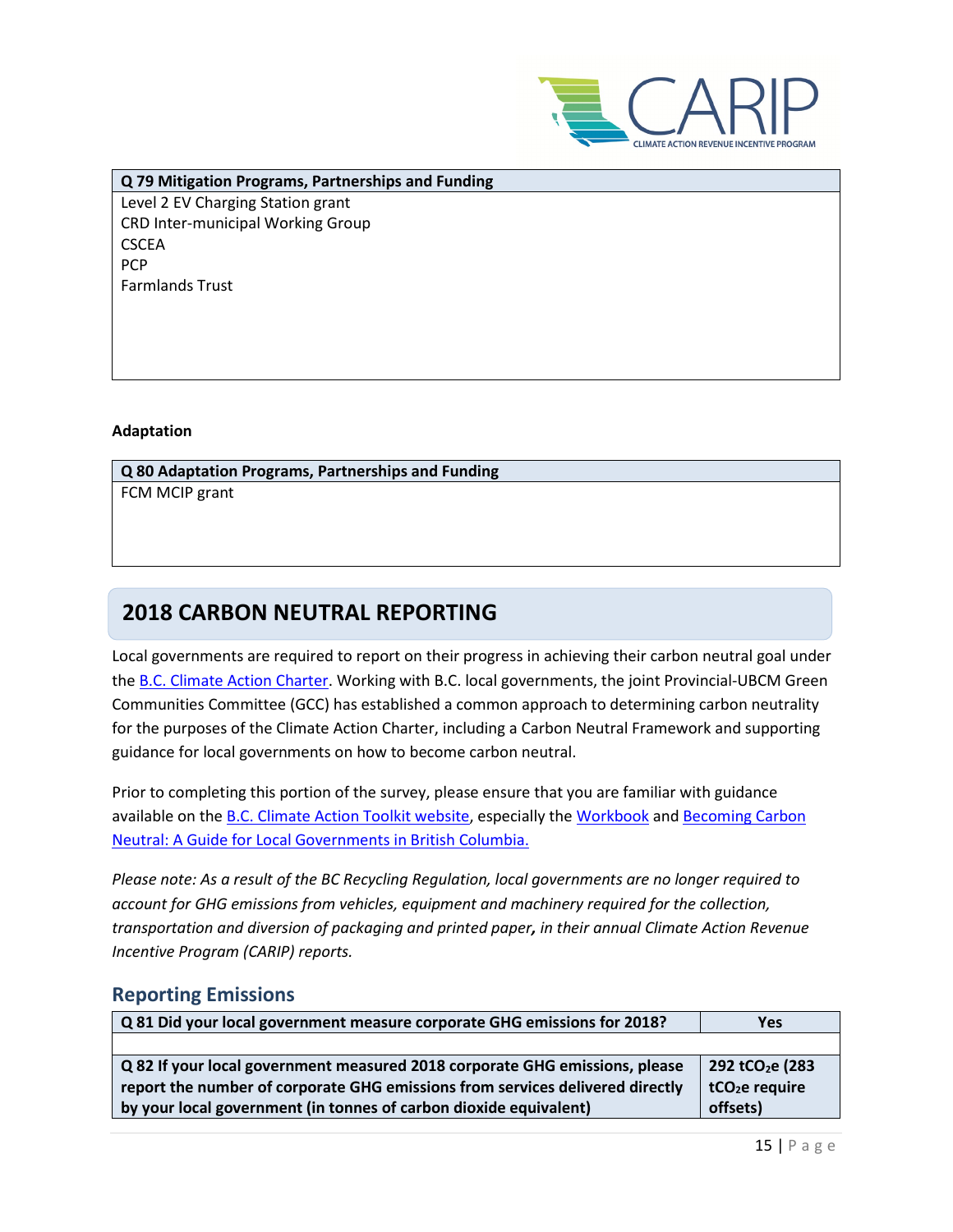| Q 79 Mitigation Programs, Partnerships and Funding |
|---|
| Level 2 EV Charging Station grant<br>CRD Inter-municipal Working Group<br>CSCEA<br>PCP<br>Farmlands Trust |

**Adaptation**

| Q 80 Adaptation Programs, Partnerships and Funding |
|---|
| FCM MCIP grant |

## 2018 CARBON NEUTRAL REPORTING

Local governments are required to report on their progress in achieving their carbon neutral goal under the B.C. Climate Action Charter. Working with B.C. local governments, the joint Provincial-UBCM Green Communities Committee (GCC) has established a common approach to determining carbon neutrality for the purposes of the Climate Action Charter, including a Carbon Neutral Framework and supporting guidance for local governments on how to become carbon neutral.

Prior to completing this portion of the survey, please ensure that you are familiar with guidance available on the B.C. Climate Action Toolkit website, especially the Workbook and Becoming Carbon Neutral: A Guide for Local Governments in British Columbia.

*Please note: As a result of the BC Recycling Regulation, local governments are no longer required to account for GHG emissions from vehicles, equipment and machinery required for the collection, transportation and diversion of packaging and printed paper, in their annual Climate Action Revenue Incentive Program (CARIP) reports.*

### Reporting Emissions

| Q 81 Did your local government measure corporate GHG emissions for 2018? | Yes |
|---|---|
| | |
| **Q 82 If your local government measured 2018 corporate GHG emissions, please report the number of corporate GHG emissions from services delivered directly by your local government (in tonnes of carbon dioxide equivalent)** | **292 $tCO_2e$ (283 $tCO_2e$ require offsets)** |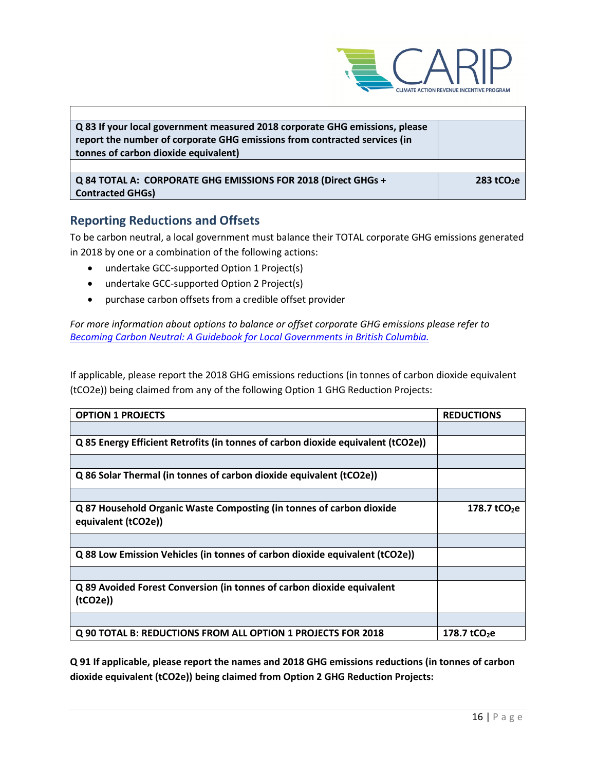| | |
|---|---|
| | |
| **Q 83 If your local government measured 2018 corporate GHG emissions, please report the number of corporate GHG emissions from contracted services (in tonnes of carbon dioxide equivalent)** | |
| | |
| **Q 84 TOTAL A: CORPORATE GHG EMISSIONS FOR 2018 (Direct GHGs + Contracted GHGs)** | **283 $tCO_2e$** |

## Reporting Reductions and Offsets

To be carbon neutral, a local government must balance their TOTAL corporate GHG emissions generated in 2018 by one or a combination of the following actions:

- undertake GCC-supported Option 1 Project(s)
- undertake GCC-supported Option 2 Project(s)
- purchase carbon offsets from a credible offset provider

*For more information about options to balance or offset corporate GHG emissions please refer to Becoming Carbon Neutral: A Guidebook for Local Governments in British Columbia.*

If applicable, please report the 2018 GHG emissions reductions (in tonnes of carbon dioxide equivalent (tCO2e)) being claimed from any of the following Option 1 GHG Reduction Projects:

| OPTION 1 PROJECTS | REDUCTIONS |
|---|---|
| | |
| **Q 85 Energy Efficient Retrofits (in tonnes of carbon dioxide equivalent (tCO2e))** | |
| | |
| **Q 86 Solar Thermal (in tonnes of carbon dioxide equivalent (tCO2e))** | |
| | |
| **Q 87 Household Organic Waste Composting (in tonnes of carbon dioxide equivalent (tCO2e))** | **178.7 $tCO_2e$** |
| | |
| **Q 88 Low Emission Vehicles (in tonnes of carbon dioxide equivalent (tCO2e))** | |
| | |
| **Q 89 Avoided Forest Conversion (in tonnes of carbon dioxide equivalent (tCO2e))** | |
| | |
| **Q 90 TOTAL B: REDUCTIONS FROM ALL OPTION 1 PROJECTS FOR 2018** | **178.7 $tCO_2e$** |

**Q 91 If applicable, please report the names and 2018 GHG emissions reductions (in tonnes of carbon dioxide equivalent (tCO2e)) being claimed from Option 2 GHG Reduction Projects:**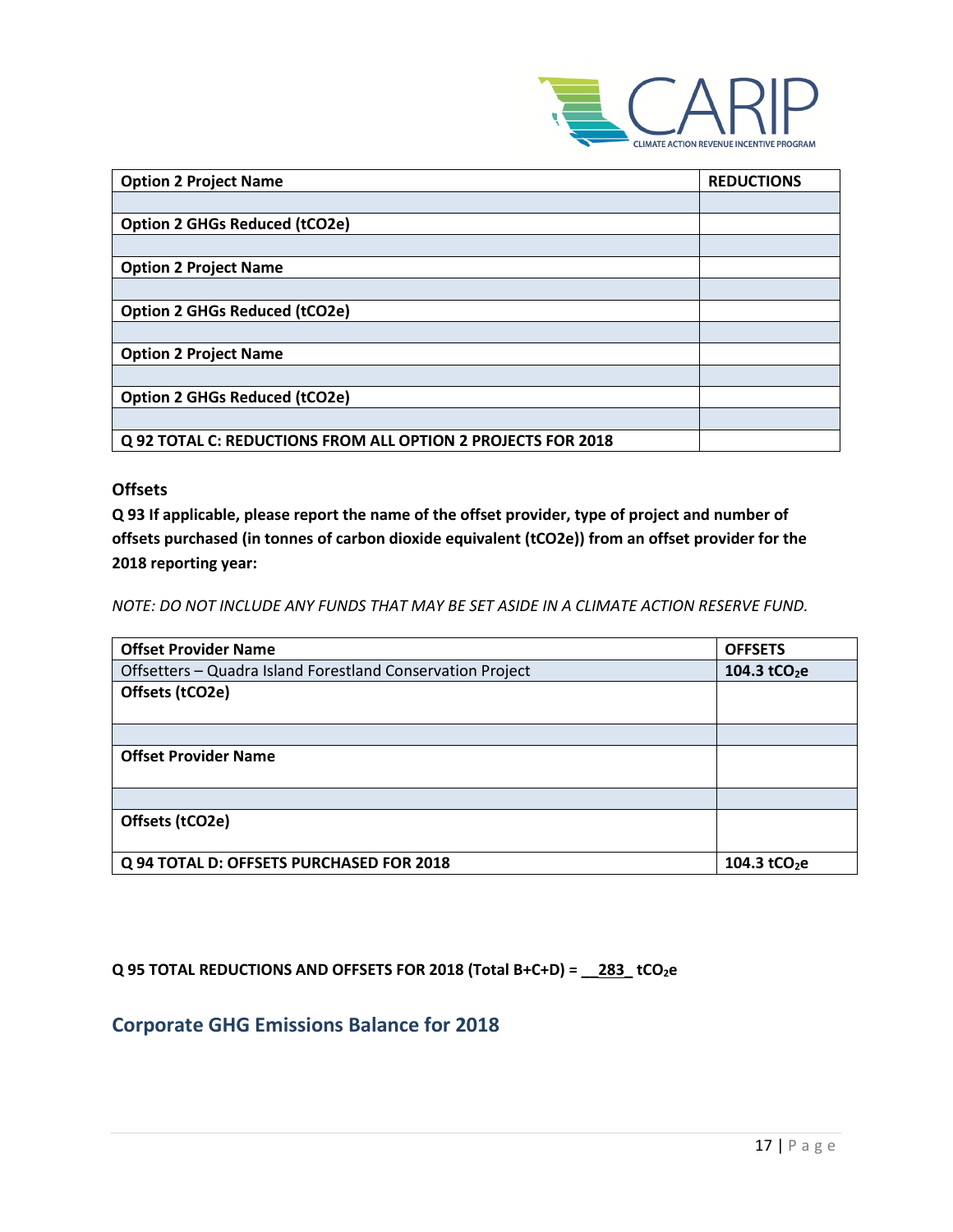| Option 2 Project Name | REDUCTIONS |
|---|---|
| | |
| Option 2 GHGs Reduced (tCO2e) | |
| | |
| Option 2 Project Name | |
| | |
| Option 2 GHGs Reduced (tCO2e) | |
| | |
| Option 2 Project Name | |
| | |
| Option 2 GHGs Reduced (tCO2e) | |
| | |
| **Q 92 TOTAL C: REDUCTIONS FROM ALL OPTION 2 PROJECTS FOR 2018** | |

### Offsets

**Q 93 If applicable, please report the name of the offset provider, type of project and number of offsets purchased (in tonnes of carbon dioxide equivalent (tCO2e)) from an offset provider for the 2018 reporting year:**

*NOTE: DO NOT INCLUDE ANY FUNDS THAT MAY BE SET ASIDE IN A CLIMATE ACTION RESERVE FUND.*

| Offset Provider Name | OFFSETS |
|---|---|
| Offsetters – Quadra Island Forestland Conservation Project | **104.3 t$CO_2$e** |
| **Offsets (tCO2e)** | |
| | |
| **Offset Provider Name** | |
| | |
| **Offsets (tCO2e)** | |
| **Q 94 TOTAL D: OFFSETS PURCHASED FOR 2018** | **104.3 t$CO_2$e** |

**Q 95 TOTAL REDUCTIONS AND OFFSETS FOR 2018 (Total B+C+D) = __283_ t$CO_2$e**

## Corporate GHG Emissions Balance for 2018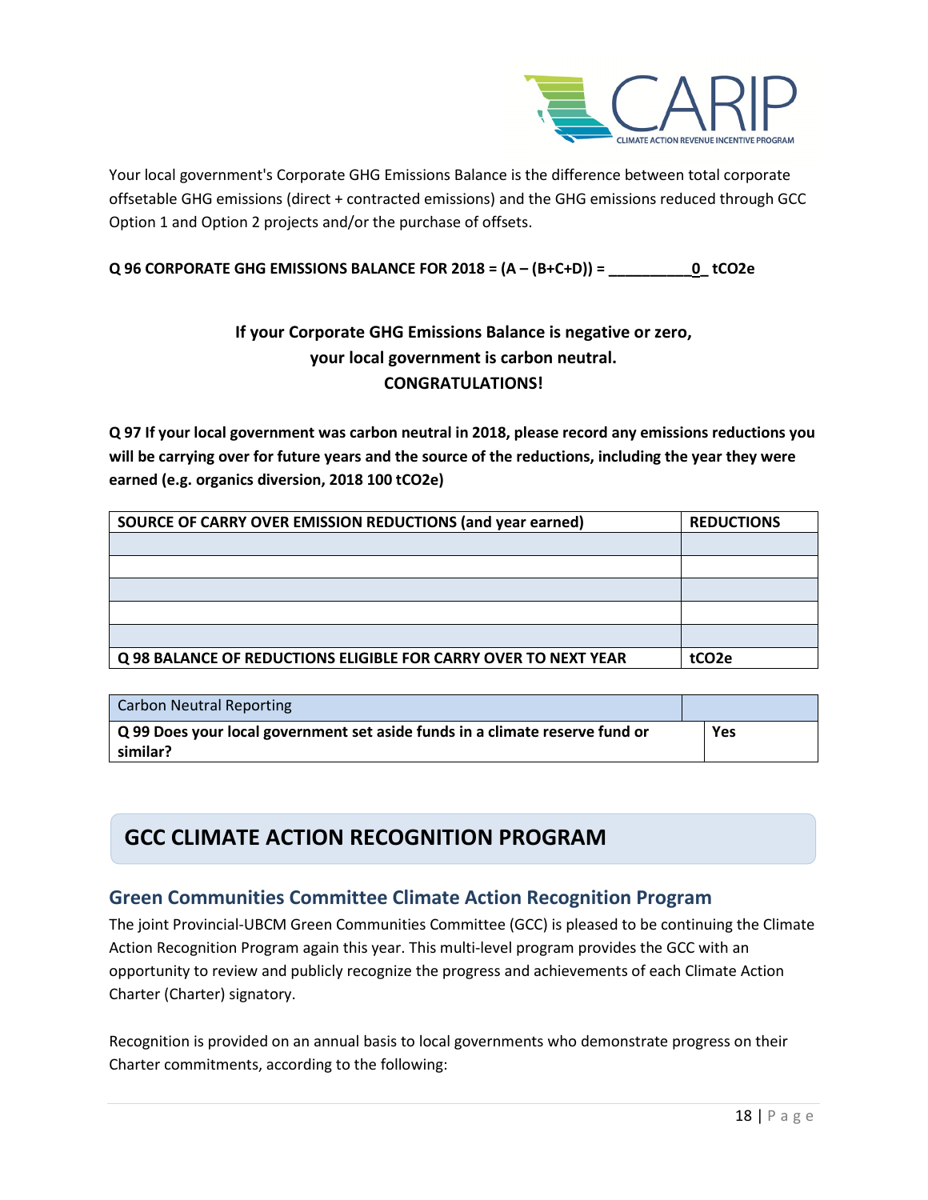Your local government's Corporate GHG Emissions Balance is the difference between total corporate offsetable GHG emissions (direct + contracted emissions) and the GHG emissions reduced through GCC Option 1 and Option 2 projects and/or the purchase of offsets.

**Q 96 CORPORATE GHG EMISSIONS BALANCE FOR 2018 = (A – (B+C+D)) = __________0_ tCO2e**

**If your Corporate GHG Emissions Balance is negative or zero, your local government is carbon neutral. CONGRATULATIONS!**

**Q 97 If your local government was carbon neutral in 2018, please record any emissions reductions you will be carrying over for future years and the source of the reductions, including the year they were earned (e.g. organics diversion, 2018 100 tCO2e)**

| SOURCE OF CARRY OVER EMISSION REDUCTIONS (and year earned) | REDUCTIONS |
|---|---|
| | |
| | |
| | |
| | |
| | |
| **Q 98 BALANCE OF REDUCTIONS ELIGIBLE FOR CARRY OVER TO NEXT YEAR** | **tCO2e** |

| Carbon Neutral Reporting | |
|---|---|
| **Q 99 Does your local government set aside funds in a climate reserve fund or similar?** | **Yes** |

## GCC CLIMATE ACTION RECOGNITION PROGRAM

### Green Communities Committee Climate Action Recognition Program

The joint Provincial-UBCM Green Communities Committee (GCC) is pleased to be continuing the Climate Action Recognition Program again this year. This multi-level program provides the GCC with an opportunity to review and publicly recognize the progress and achievements of each Climate Action Charter (Charter) signatory.

Recognition is provided on an annual basis to local governments who demonstrate progress on their Charter commitments, according to the following: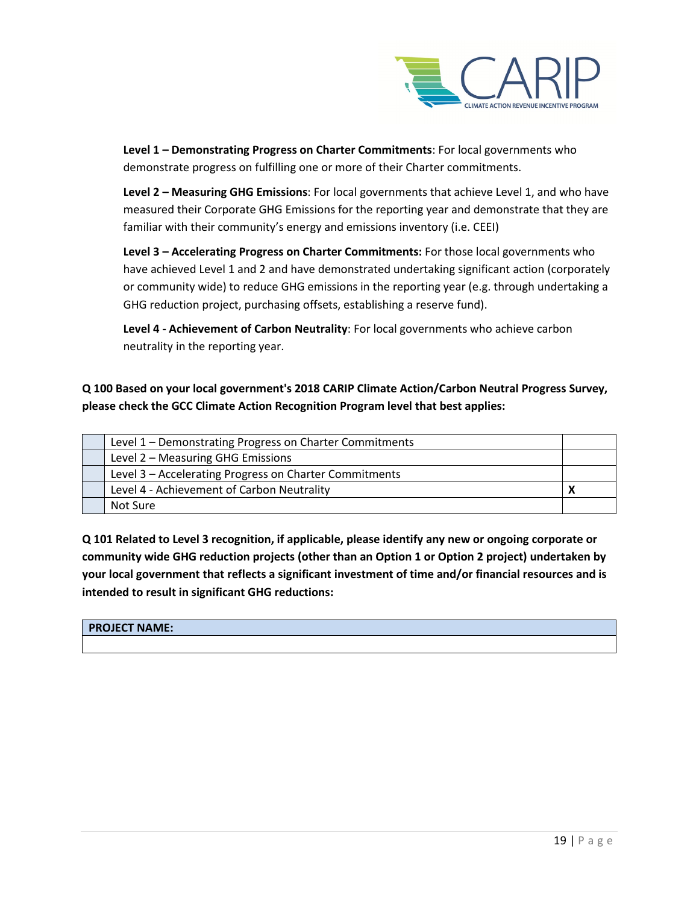**Level 1 – Demonstrating Progress on Charter Commitments**: For local governments who demonstrate progress on fulfilling one or more of their Charter commitments.

**Level 2 – Measuring GHG Emissions**: For local governments that achieve Level 1, and who have measured their Corporate GHG Emissions for the reporting year and demonstrate that they are familiar with their community's energy and emissions inventory (i.e. CEEI)

**Level 3 – Accelerating Progress on Charter Commitments:** For those local governments who have achieved Level 1 and 2 and have demonstrated undertaking significant action (corporately or community wide) to reduce GHG emissions in the reporting year (e.g. through undertaking a GHG reduction project, purchasing offsets, establishing a reserve fund).

**Level 4 - Achievement of Carbon Neutrality**: For local governments who achieve carbon neutrality in the reporting year.

**Q 100 Based on your local government's 2018 CARIP Climate Action/Carbon Neutral Progress Survey, please check the GCC Climate Action Recognition Program level that best applies:**

| | | |
|---|---|---|
| | Level 1 – Demonstrating Progress on Charter Commitments | |
| | Level 2 – Measuring GHG Emissions | |
| | Level 3 – Accelerating Progress on Charter Commitments | |
| | Level 4 - Achievement of Carbon Neutrality | **X** |
| | Not Sure | |

**Q 101 Related to Level 3 recognition, if applicable, please identify any new or ongoing corporate or community wide GHG reduction projects (other than an Option 1 or Option 2 project) undertaken by your local government that reflects a significant investment of time and/or financial resources and is intended to result in significant GHG reductions:**

| **PROJECT NAME:** |
|---|
| |